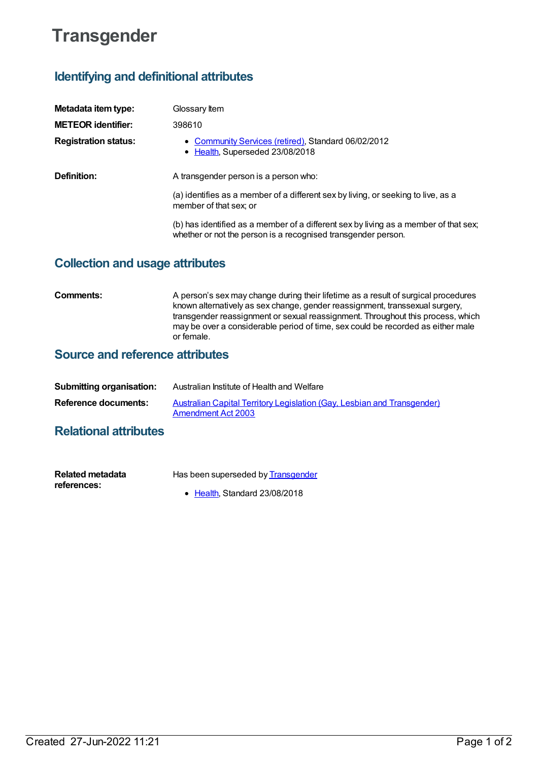# Transgender

## Identifying and definitional attributes

| | |
|---|---|
| **Metadata item type:** | Glossary Item |
| **METEOR identifier:** | 398610 |
| **Registration status:** | • Community Services (retired), Standard 06/02/2012<br>• Health, Superseded 23/08/2018 |
| **Definition:** | A transgender person is a person who:<br><br>(a) identifies as a member of a different sex by living, or seeking to live, as a member of that sex; or<br><br>(b) has identified as a member of a different sex by living as a member of that sex; whether or not the person is a recognised transgender person. |

## Collection and usage attributes

| | |
|---|---|
| **Comments:** | A person's sex may change during their lifetime as a result of surgical procedures known alternatively as sex change, gender reassignment, transsexual surgery, transgender reassignment or sexual reassignment. Throughout this process, which may be over a considerable period of time, sex could be recorded as either male or female. |

## Source and reference attributes

| | |
|---|---|
| **Submitting organisation:** | Australian Institute of Health and Welfare |
| **Reference documents:** | Australian Capital Territory Legislation (Gay, Lesbian and Transgender) Amendment Act 2003 |

## Relational attributes

| | |
|---|---|
| **Related metadata references:** | Has been superseded by Transgender<br>• Health, Standard 23/08/2018 |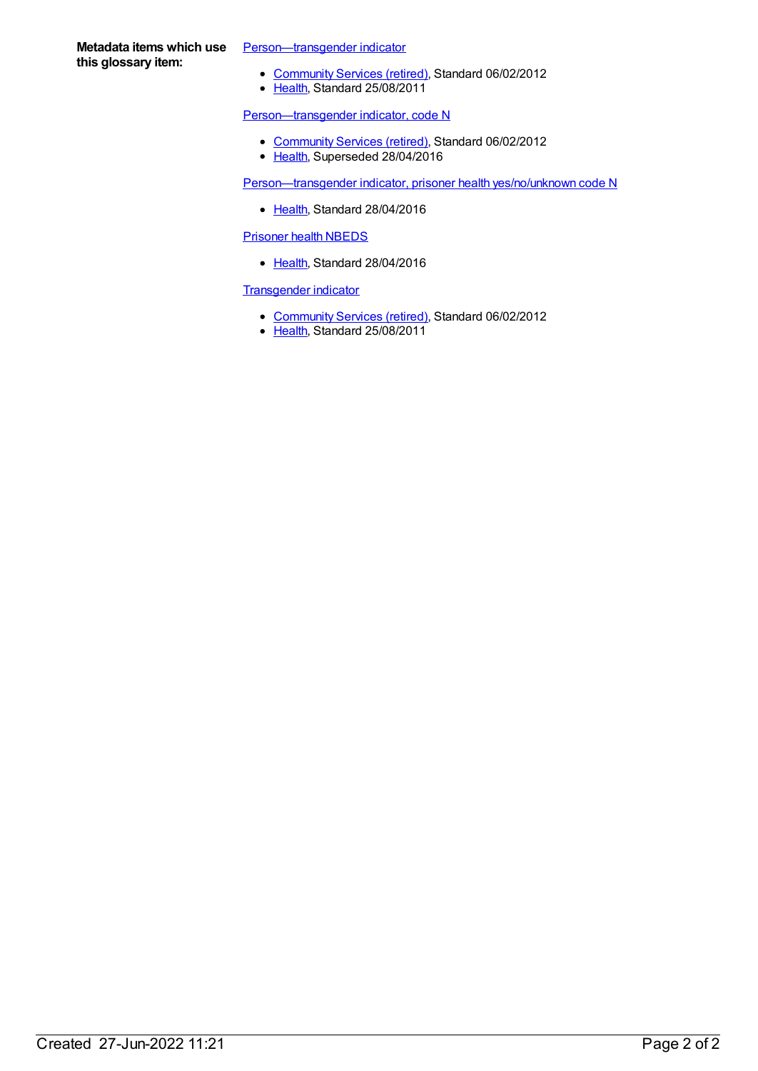**Metadata items which use this glossary item:**

Person—transgender indicator

- Community Services (retired), Standard 06/02/2012
- Health, Standard 25/08/2011

Person—transgender indicator, code N

- Community Services (retired), Standard 06/02/2012
- Health, Superseded 28/04/2016

Person—transgender indicator, prisoner health yes/no/unknown code N

- Health, Standard 28/04/2016

Prisoner health NBEDS

- Health, Standard 28/04/2016

Transgender indicator

- Community Services (retired), Standard 06/02/2012
- Health, Standard 25/08/2011